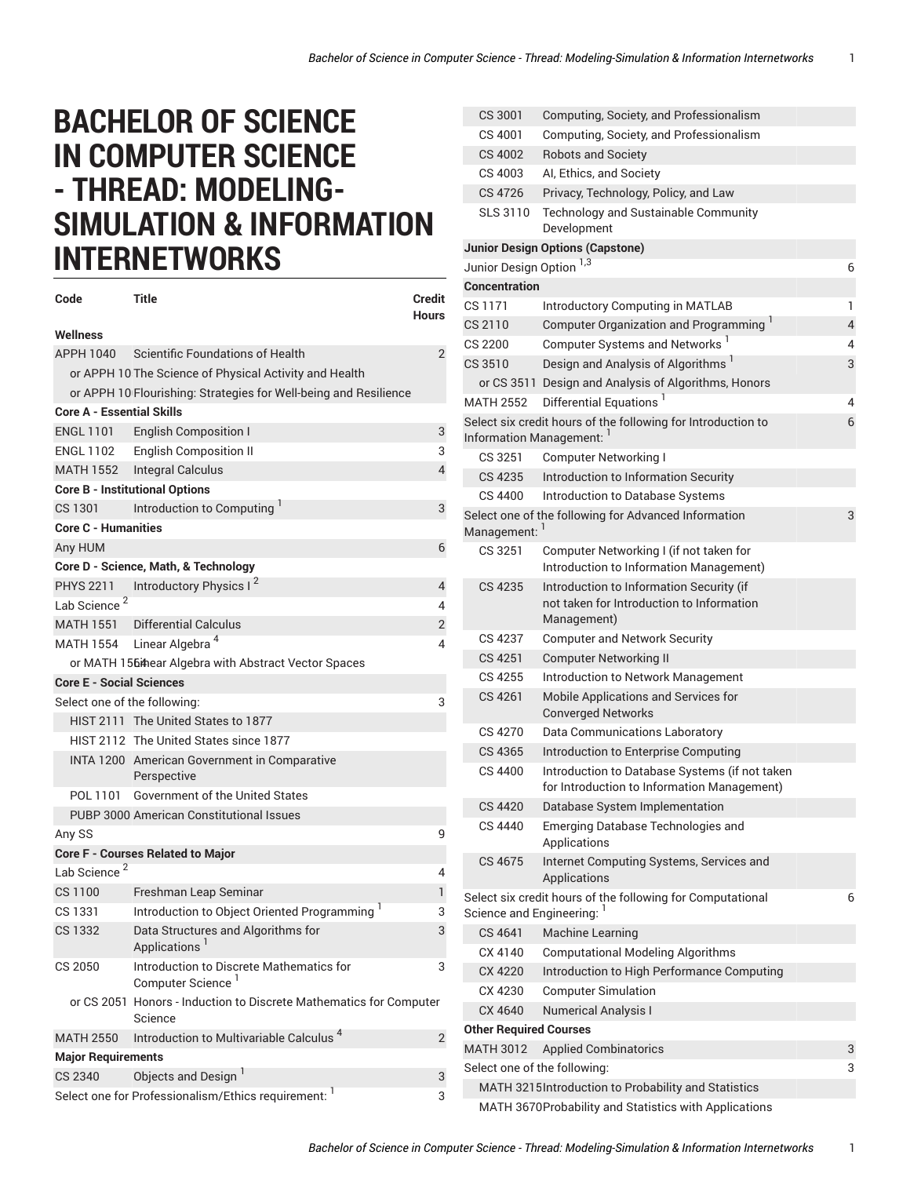# BACHELOR OF SCIENCE IN COMPUTER SCIENCE - THREAD: MODELING-SIMULATION & INFORMATION INTERNETWORKS

| Code | Title | Credit Hours |
|---|---|---|
| **Wellness** | | |
| APPH 1040 | Scientific Foundations of Health | 2 |
| or APPH 10 | The Science of Physical Activity and Health | |
| or APPH 10 | Flourishing: Strategies for Well-being and Resilience | |
| **Core A - Essential Skills** | | |
| ENGL 1101 | English Composition I | 3 |
| ENGL 1102 | English Composition II | 3 |
| MATH 1552 | Integral Calculus | 4 |
| **Core B - Institutional Options** | | |
| CS 1301 | Introduction to Computing [1] | 3 |
| **Core C - Humanities** | | |
| Any HUM | | 6 |
| **Core D - Science, Math, & Technology** | | |
| PHYS 2211 | Introductory Physics I [2] | 4 |
| Lab Science [2] | | 4 |
| MATH 1551 | Differential Calculus | 2 |
| MATH 1554 | Linear Algebra [4] | 4 |
| or MATH 1564 | Linear Algebra with Abstract Vector Spaces | |
| **Core E - Social Sciences** | | |
| Select one of the following: | | 3 |
| HIST 2111 | The United States to 1877 | |
| HIST 2112 | The United States since 1877 | |
| INTA 1200 | American Government in Comparative Perspective | |
| POL 1101 | Government of the United States | |
| PUBP 3000 | American Constitutional Issues | |
| Any SS | | 9 |
| **Core F - Courses Related to Major** | | |
| Lab Science [2] | | 4 |
| CS 1100 | Freshman Leap Seminar | 1 |
| CS 1331 | Introduction to Object Oriented Programming [1] | 3 |
| CS 1332 | Data Structures and Algorithms for Applications [1] | 3 |
| CS 2050 | Introduction to Discrete Mathematics for Computer Science [1] | 3 |
| or CS 2051 | Honors - Induction to Discrete Mathematics for Computer Science | |
| MATH 2550 | Introduction to Multivariable Calculus [4] | 2 |
| **Major Requirements** | | |
| CS 2340 | Objects and Design [1] | 3 |
| Select one for Professionalism/Ethics requirement: [1] | | 3 |
| CS 3001 | Computing, Society, and Professionalism | |
| CS 4001 | Computing, Society, and Professionalism | |
| CS 4002 | Robots and Society | |
| CS 4003 | AI, Ethics, and Society | |
| CS 4726 | Privacy, Technology, Policy, and Law | |
| SLS 3110 | Technology and Sustainable Community Development | |
| **Junior Design Options (Capstone)** | | |
| Junior Design Option [1,3] | | 6 |
| **Concentration** | | |
| CS 1171 | Introductory Computing in MATLAB | 1 |
| CS 2110 | Computer Organization and Programming [1] | 4 |
| CS 2200 | Computer Systems and Networks [1] | 4 |
| CS 3510 | Design and Analysis of Algorithms [1] | 3 |
| or CS 3511 | Design and Analysis of Algorithms, Honors | |
| MATH 2552 | Differential Equations [1] | 4 |
| Select six credit hours of the following for Introduction to Information Management: [1] | | 6 |
| CS 3251 | Computer Networking I | |
| CS 4235 | Introduction to Information Security | |
| CS 4400 | Introduction to Database Systems | |
| Select one of the following for Advanced Information Management: [1] | | 3 |
| CS 3251 | Computer Networking I (if not taken for Introduction to Information Management) | |
| CS 4235 | Introduction to Information Security (if not taken for Introduction to Information Management) | |
| CS 4237 | Computer and Network Security | |
| CS 4251 | Computer Networking II | |
| CS 4255 | Introduction to Network Management | |
| CS 4261 | Mobile Applications and Services for Converged Networks | |
| CS 4270 | Data Communications Laboratory | |
| CS 4365 | Introduction to Enterprise Computing | |
| CS 4400 | Introduction to Database Systems (if not taken for Introduction to Information Management) | |
| CS 4420 | Database System Implementation | |
| CS 4440 | Emerging Database Technologies and Applications | |
| CS 4675 | Internet Computing Systems, Services and Applications | |
| Select six credit hours of the following for Computational Science and Engineering: [1] | | 6 |
| CS 4641 | Machine Learning | |
| CX 4140 | Computational Modeling Algorithms | |
| CX 4220 | Introduction to High Performance Computing | |
| CX 4230 | Computer Simulation | |
| CX 4640 | Numerical Analysis I | |
| **Other Required Courses** | | |
| MATH 3012 | Applied Combinatorics | 3 |
| Select one of the following: | | 3 |
| MATH 3215 | Introduction to Probability and Statistics | |
| MATH 3670 | Probability and Statistics with Applications | |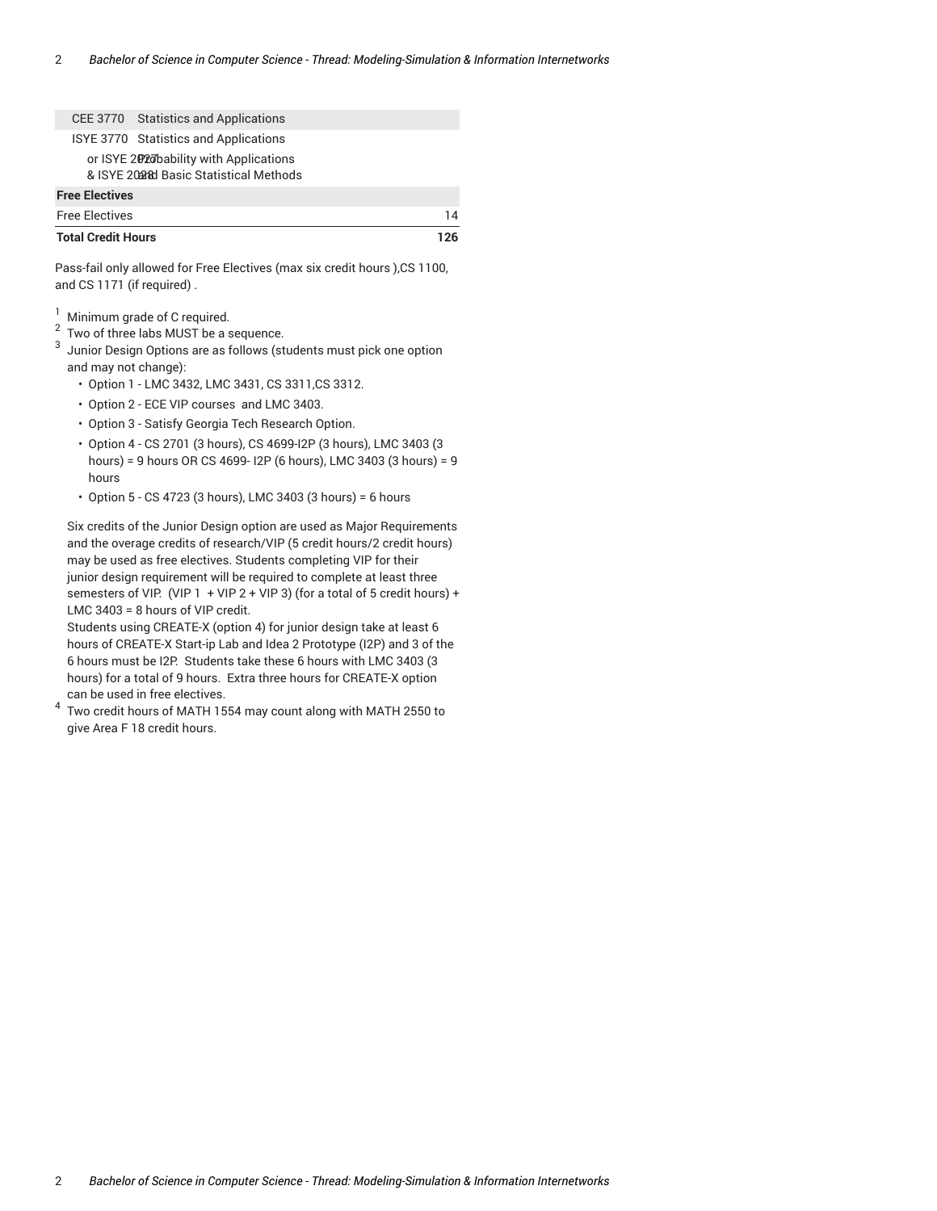| | | |
|---|---|---|
| CEE 3770 | Statistics and Applications | |
| ISYE 3770 | Statistics and Applications | |
| or ISYE 2027 & ISYE 2028 | Probability with Applications and Basic Statistical Methods | |
| **Free Electives** | | |
| Free Electives | | 14 |
| **Total Credit Hours** | | **126** |

Pass-fail only allowed for Free Electives (max six credit hours ),CS 1100, and CS 1171 (if required) .

[1] Minimum grade of C required.

[2] Two of three labs MUST be a sequence.

[3] Junior Design Options are as follows (students must pick one option and may not change):

- Option 1 - LMC 3432, LMC 3431, CS 3311,CS 3312.
- Option 2 - ECE VIP courses and LMC 3403.
- Option 3 - Satisfy Georgia Tech Research Option.
- Option 4 - CS 2701 (3 hours), CS 4699-I2P (3 hours), LMC 3403 (3 hours) = 9 hours OR CS 4699- I2P (6 hours), LMC 3403 (3 hours) = 9 hours
- Option 5 - CS 4723 (3 hours), LMC 3403 (3 hours) = 6 hours

Six credits of the Junior Design option are used as Major Requirements and the overage credits of research/VIP (5 credit hours/2 credit hours) may be used as free electives. Students completing VIP for their junior design requirement will be required to complete at least three semesters of VIP. (VIP 1 + VIP 2 + VIP 3) (for a total of 5 credit hours) + LMC 3403 = 8 hours of VIP credit.
Students using CREATE-X (option 4) for junior design take at least 6 hours of CREATE-X Start-ip Lab and Idea 2 Prototype (I2P) and 3 of the 6 hours must be I2P. Students take these 6 hours with LMC 3403 (3 hours) for a total of 9 hours. Extra three hours for CREATE-X option can be used in free electives.

[4] Two credit hours of MATH 1554 may count along with MATH 2550 to give Area F 18 credit hours.